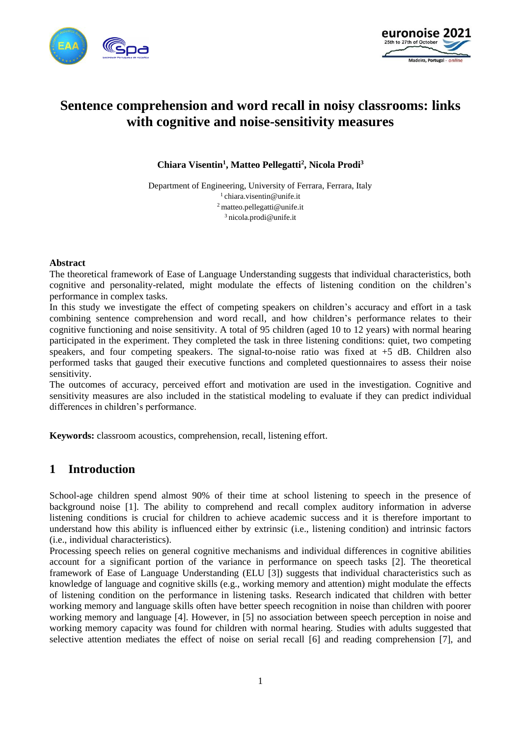# Sentence comprehension and word recall in noisy classrooms: links with cognitive and noise-sensitivity measures

**Chiara Visentin[1], Matteo Pellegatti[2], Nicola Prodi[3]**

Department of Engineering, University of Ferrara, Ferrara, Italy
[1] chiara.visentin@unife.it
[2] matteo.pellegatti@unife.it
[3] nicola.prodi@unife.it

**Abstract**

The theoretical framework of Ease of Language Understanding suggests that individual characteristics, both cognitive and personality-related, might modulate the effects of listening condition on the children's performance in complex tasks.

In this study we investigate the effect of competing speakers on children's accuracy and effort in a task combining sentence comprehension and word recall, and how children's performance relates to their cognitive functioning and noise sensitivity. A total of 95 children (aged 10 to 12 years) with normal hearing participated in the experiment. They completed the task in three listening conditions: quiet, two competing speakers, and four competing speakers. The signal-to-noise ratio was fixed at +5 dB. Children also performed tasks that gauged their executive functions and completed questionnaires to assess their noise sensitivity.

The outcomes of accuracy, perceived effort and motivation are used in the investigation. Cognitive and sensitivity measures are also included in the statistical modeling to evaluate if they can predict individual differences in children's performance.

**Keywords:** classroom acoustics, comprehension, recall, listening effort.

## 1 Introduction

School-age children spend almost 90% of their time at school listening to speech in the presence of background noise [1]. The ability to comprehend and recall complex auditory information in adverse listening conditions is crucial for children to achieve academic success and it is therefore important to understand how this ability is influenced either by extrinsic (i.e., listening condition) and intrinsic factors (i.e., individual characteristics).

Processing speech relies on general cognitive mechanisms and individual differences in cognitive abilities account for a significant portion of the variance in performance on speech tasks [2]. The theoretical framework of Ease of Language Understanding (ELU [3]) suggests that individual characteristics such as knowledge of language and cognitive skills (e.g., working memory and attention) might modulate the effects of listening condition on the performance in listening tasks. Research indicated that children with better working memory and language skills often have better speech recognition in noise than children with poorer working memory and language [4]. However, in [5] no association between speech perception in noise and working memory capacity was found for children with normal hearing. Studies with adults suggested that selective attention mediates the effect of noise on serial recall [6] and reading comprehension [7], and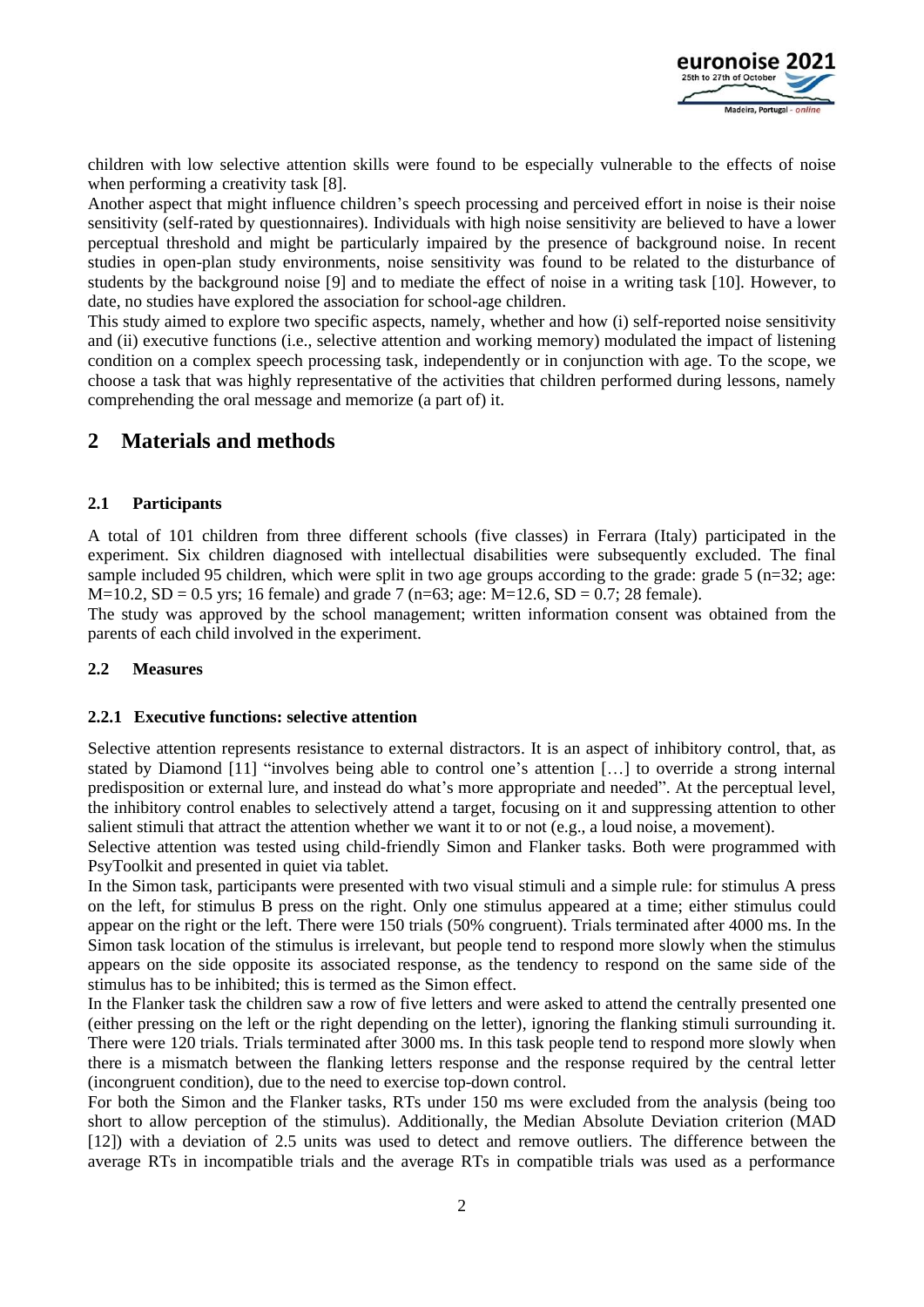children with low selective attention skills were found to be especially vulnerable to the effects of noise when performing a creativity task [8].

Another aspect that might influence children's speech processing and perceived effort in noise is their noise sensitivity (self-rated by questionnaires). Individuals with high noise sensitivity are believed to have a lower perceptual threshold and might be particularly impaired by the presence of background noise. In recent studies in open-plan study environments, noise sensitivity was found to be related to the disturbance of students by the background noise [9] and to mediate the effect of noise in a writing task [10]. However, to date, no studies have explored the association for school-age children.

This study aimed to explore two specific aspects, namely, whether and how (i) self-reported noise sensitivity and (ii) executive functions (i.e., selective attention and working memory) modulated the impact of listening condition on a complex speech processing task, independently or in conjunction with age. To the scope, we choose a task that was highly representative of the activities that children performed during lessons, namely comprehending the oral message and memorize (a part of) it.

# 2 Materials and methods

## 2.1 Participants

A total of 101 children from three different schools (five classes) in Ferrara (Italy) participated in the experiment. Six children diagnosed with intellectual disabilities were subsequently excluded. The final sample included 95 children, which were split in two age groups according to the grade: grade 5 (n=32; age: M=10.2, SD = 0.5 yrs; 16 female) and grade 7 (n=63; age: M=12.6, SD = 0.7; 28 female).

The study was approved by the school management; written information consent was obtained from the parents of each child involved in the experiment.

## 2.2 Measures

### 2.2.1 Executive functions: selective attention

Selective attention represents resistance to external distractors. It is an aspect of inhibitory control, that, as stated by Diamond [11] "involves being able to control one's attention […] to override a strong internal predisposition or external lure, and instead do what's more appropriate and needed". At the perceptual level, the inhibitory control enables to selectively attend a target, focusing on it and suppressing attention to other salient stimuli that attract the attention whether we want it to or not (e.g., a loud noise, a movement).

Selective attention was tested using child-friendly Simon and Flanker tasks. Both were programmed with PsyToolkit and presented in quiet via tablet.

In the Simon task, participants were presented with two visual stimuli and a simple rule: for stimulus A press on the left, for stimulus B press on the right. Only one stimulus appeared at a time; either stimulus could appear on the right or the left. There were 150 trials (50% congruent). Trials terminated after 4000 ms. In the Simon task location of the stimulus is irrelevant, but people tend to respond more slowly when the stimulus appears on the side opposite its associated response, as the tendency to respond on the same side of the stimulus has to be inhibited; this is termed as the Simon effect.

In the Flanker task the children saw a row of five letters and were asked to attend the centrally presented one (either pressing on the left or the right depending on the letter), ignoring the flanking stimuli surrounding it. There were 120 trials. Trials terminated after 3000 ms. In this task people tend to respond more slowly when there is a mismatch between the flanking letters response and the response required by the central letter (incongruent condition), due to the need to exercise top-down control.

For both the Simon and the Flanker tasks, RTs under 150 ms were excluded from the analysis (being too short to allow perception of the stimulus). Additionally, the Median Absolute Deviation criterion (MAD [12]) with a deviation of 2.5 units was used to detect and remove outliers. The difference between the average RTs in incompatible trials and the average RTs in compatible trials was used as a performance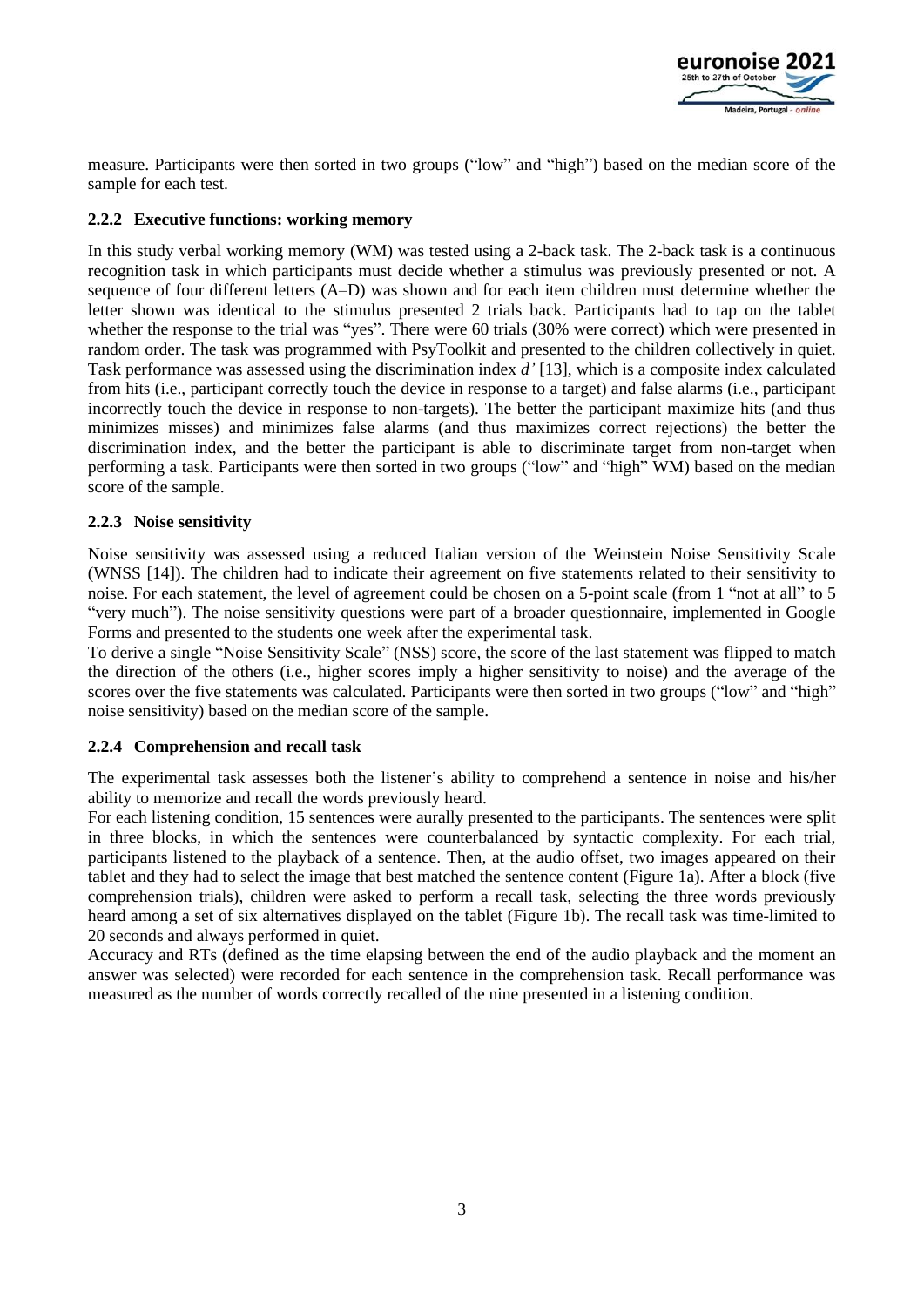measure. Participants were then sorted in two groups ("low" and "high") based on the median score of the sample for each test.

### 2.2.2 Executive functions: working memory

In this study verbal working memory (WM) was tested using a 2-back task. The 2-back task is a continuous recognition task in which participants must decide whether a stimulus was previously presented or not. A sequence of four different letters (A–D) was shown and for each item children must determine whether the letter shown was identical to the stimulus presented 2 trials back. Participants had to tap on the tablet whether the response to the trial was "yes". There were 60 trials (30% were correct) which were presented in random order. The task was programmed with PsyToolkit and presented to the children collectively in quiet. Task performance was assessed using the discrimination index *d'* [13], which is a composite index calculated from hits (i.e., participant correctly touch the device in response to a target) and false alarms (i.e., participant incorrectly touch the device in response to non-targets). The better the participant maximize hits (and thus minimizes misses) and minimizes false alarms (and thus maximizes correct rejections) the better the discrimination index, and the better the participant is able to discriminate target from non-target when performing a task. Participants were then sorted in two groups ("low" and "high" WM) based on the median score of the sample.

### 2.2.3 Noise sensitivity

Noise sensitivity was assessed using a reduced Italian version of the Weinstein Noise Sensitivity Scale (WNSS [14]). The children had to indicate their agreement on five statements related to their sensitivity to noise. For each statement, the level of agreement could be chosen on a 5-point scale (from 1 "not at all" to 5 "very much"). The noise sensitivity questions were part of a broader questionnaire, implemented in Google Forms and presented to the students one week after the experimental task.
To derive a single "Noise Sensitivity Scale" (NSS) score, the score of the last statement was flipped to match the direction of the others (i.e., higher scores imply a higher sensitivity to noise) and the average of the scores over the five statements was calculated. Participants were then sorted in two groups ("low" and "high" noise sensitivity) based on the median score of the sample.

### 2.2.4 Comprehension and recall task

The experimental task assesses both the listener's ability to comprehend a sentence in noise and his/her ability to memorize and recall the words previously heard.
For each listening condition, 15 sentences were aurally presented to the participants. The sentences were split in three blocks, in which the sentences were counterbalanced by syntactic complexity. For each trial, participants listened to the playback of a sentence. Then, at the audio offset, two images appeared on their tablet and they had to select the image that best matched the sentence content (Figure 1a). After a block (five comprehension trials), children were asked to perform a recall task, selecting the three words previously heard among a set of six alternatives displayed on the tablet (Figure 1b). The recall task was time-limited to 20 seconds and always performed in quiet.
Accuracy and RTs (defined as the time elapsing between the end of the audio playback and the moment an answer was selected) were recorded for each sentence in the comprehension task. Recall performance was measured as the number of words correctly recalled of the nine presented in a listening condition.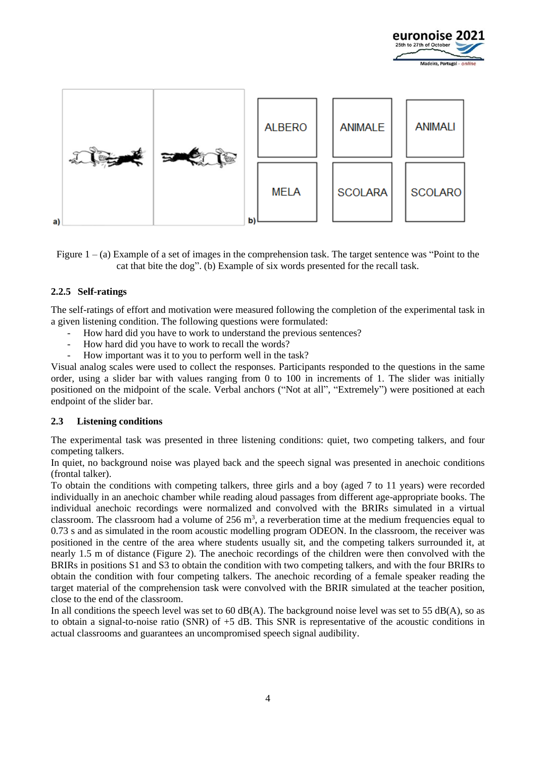a)

b)

| ALBERO | ANIMALE | ANIMALI |
| --- | --- | --- |
| MELA | SCOLARA | SCOLARO |

Figure 1 – (a) Example of a set of images in the comprehension task. The target sentence was "Point to the cat that bite the dog". (b) Example of six words presented for the recall task.

### 2.2.5 Self-ratings

The self-ratings of effort and motivation were measured following the completion of the experimental task in a given listening condition. The following questions were formulated:

- How hard did you have to work to understand the previous sentences?
- How hard did you have to work to recall the words?
- How important was it to you to perform well in the task?

Visual analog scales were used to collect the responses. Participants responded to the questions in the same order, using a slider bar with values ranging from 0 to 100 in increments of 1. The slider was initially positioned on the midpoint of the scale. Verbal anchors ("Not at all", "Extremely") were positioned at each endpoint of the slider bar.

## 2.3 Listening conditions

The experimental task was presented in three listening conditions: quiet, two competing talkers, and four competing talkers.

In quiet, no background noise was played back and the speech signal was presented in anechoic conditions (frontal talker).

To obtain the conditions with competing talkers, three girls and a boy (aged 7 to 11 years) were recorded individually in an anechoic chamber while reading aloud passages from different age-appropriate books. The individual anechoic recordings were normalized and convolved with the BRIRs simulated in a virtual classroom. The classroom had a volume of 256 m$^3$, a reverberation time at the medium frequencies equal to 0.73 s and as simulated in the room acoustic modelling program ODEON. In the classroom, the receiver was positioned in the centre of the area where students usually sit, and the competing talkers surrounded it, at nearly 1.5 m of distance (Figure 2). The anechoic recordings of the children were then convolved with the BRIRs in positions S1 and S3 to obtain the condition with two competing talkers, and with the four BRIRs to obtain the condition with four competing talkers. The anechoic recording of a female speaker reading the target material of the comprehension task were convolved with the BRIR simulated at the teacher position, close to the end of the classroom.

In all conditions the speech level was set to 60 dB(A). The background noise level was set to 55 dB(A), so as to obtain a signal-to-noise ratio (SNR) of +5 dB. This SNR is representative of the acoustic conditions in actual classrooms and guarantees an uncompromised speech signal audibility.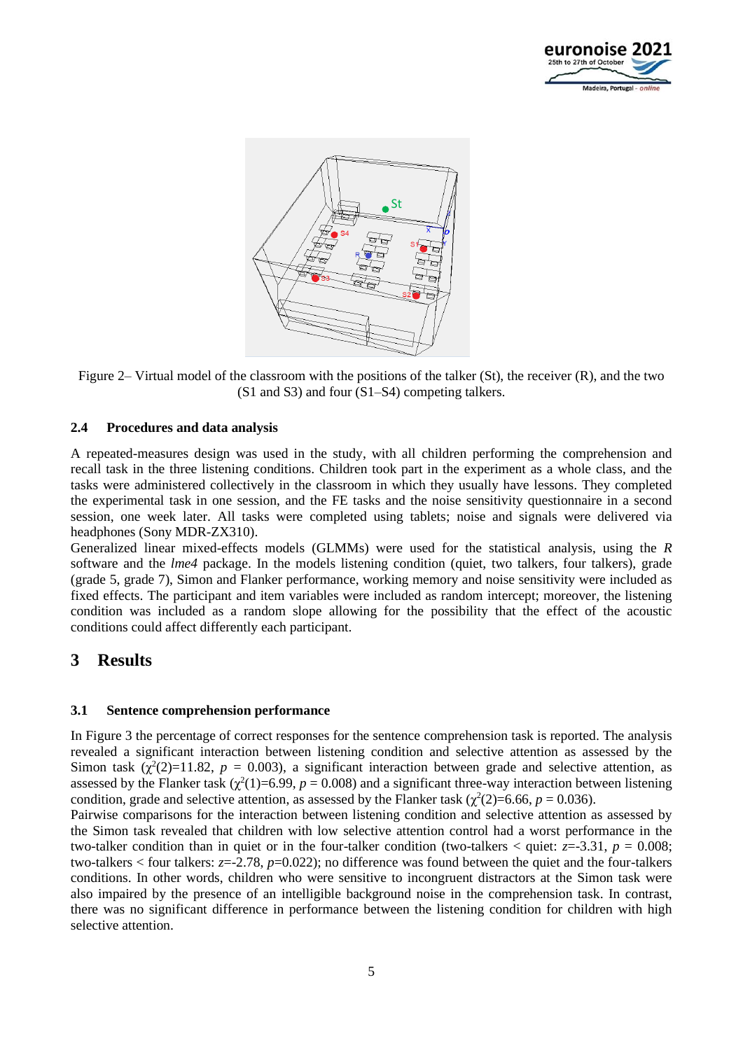Figure 2– Virtual model of the classroom with the positions of the talker (St), the receiver (R), and the two (S1 and S3) and four (S1–S4) competing talkers.

### 2.4 Procedures and data analysis

A repeated-measures design was used in the study, with all children performing the comprehension and recall task in the three listening conditions. Children took part in the experiment as a whole class, and the tasks were administered collectively in the classroom in which they usually have lessons. They completed the experimental task in one session, and the FE tasks and the noise sensitivity questionnaire in a second session, one week later. All tasks were completed using tablets; noise and signals were delivered via headphones (Sony MDR-ZX310).

Generalized linear mixed-effects models (GLMMs) were used for the statistical analysis, using the *R* software and the *lme4* package. In the models listening condition (quiet, two talkers, four talkers), grade (grade 5, grade 7), Simon and Flanker performance, working memory and noise sensitivity were included as fixed effects. The participant and item variables were included as random intercept; moreover, the listening condition was included as a random slope allowing for the possibility that the effect of the acoustic conditions could affect differently each participant.

## 3 Results

### 3.1 Sentence comprehension performance

In Figure 3 the percentage of correct responses for the sentence comprehension task is reported. The analysis revealed a significant interaction between listening condition and selective attention as assessed by the Simon task ($\chi^2(2)=11.82$, $p$ = 0.003), a significant interaction between grade and selective attention, as assessed by the Flanker task ($\chi^2(1)=6.99$, $p$ = 0.008) and a significant three-way interaction between listening condition, grade and selective attention, as assessed by the Flanker task ($\chi^2(2)=6.66$, $p$ = 0.036).

Pairwise comparisons for the interaction between listening condition and selective attention as assessed by the Simon task revealed that children with low selective attention control had a worst performance in the two-talker condition than in quiet or in the four-talker condition (two-talkers < quiet: $z=-3.31$, $p$ = 0.008; two-talkers < four talkers: $z=-2.78$, $p=0.022$); no difference was found between the quiet and the four-talkers conditions. In other words, children who were sensitive to incongruent distractors at the Simon task were also impaired by the presence of an intelligible background noise in the comprehension task. In contrast, there was no significant difference in performance between the listening condition for children with high selective attention.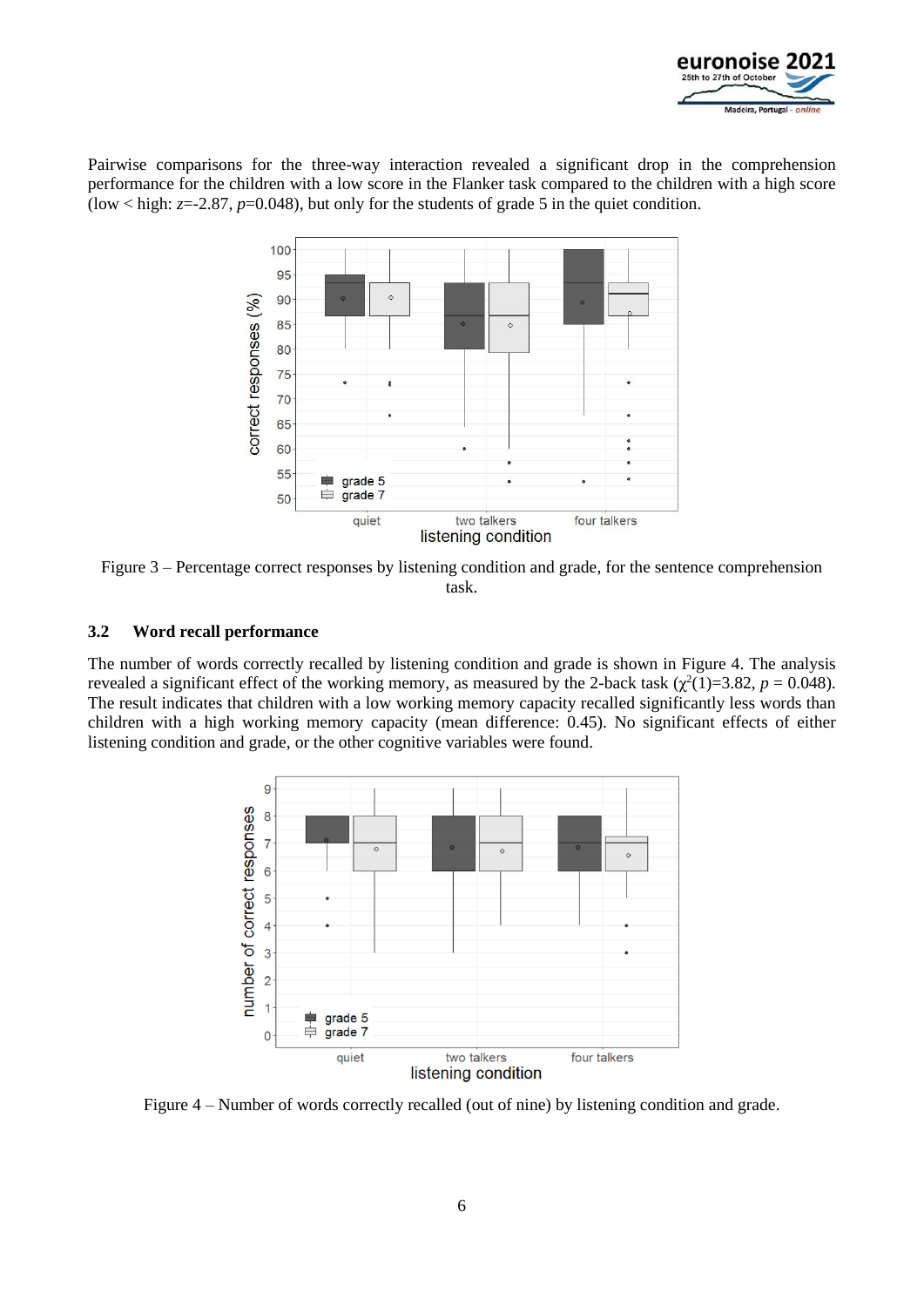Pairwise comparisons for the three-way interaction revealed a significant drop in the comprehension performance for the children with a low score in the Flanker task compared to the children with a high score (low < high: $z$=-2.87, $p$=0.048), but only for the students of grade 5 in the quiet condition.

Figure 3 – Percentage correct responses by listening condition and grade, for the sentence comprehension task.

### 3.2 Word recall performance

The number of words correctly recalled by listening condition and grade is shown in Figure 4. The analysis revealed a significant effect of the working memory, as measured by the 2-back task ($\chi^2(1)$=3.82, $p$ = 0.048). The result indicates that children with a low working memory capacity recalled significantly less words than children with a high working memory capacity (mean difference: 0.45). No significant effects of either listening condition and grade, or the other cognitive variables were found.

Figure 4 – Number of words correctly recalled (out of nine) by listening condition and grade.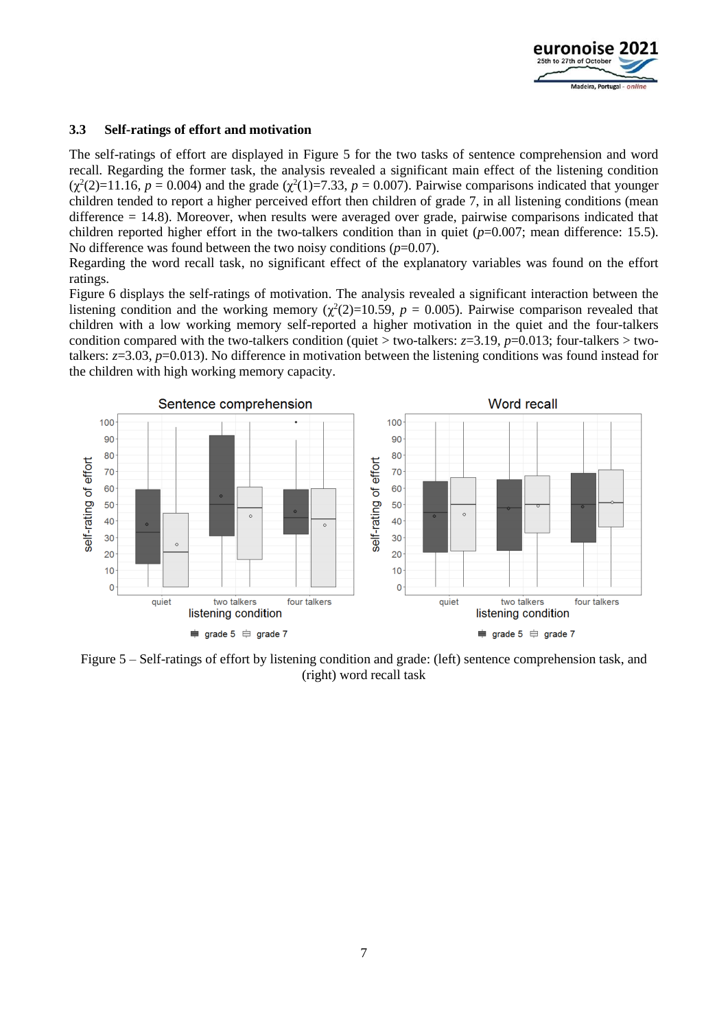### 3.3 Self-ratings of effort and motivation

The self-ratings of effort are displayed in Figure 5 for the two tasks of sentence comprehension and word recall. Regarding the former task, the analysis revealed a significant main effect of the listening condition ($\chi^2(2)$=11.16, $p$ = 0.004) and the grade ($\chi^2(1)$=7.33, $p$ = 0.007). Pairwise comparisons indicated that younger children tended to report a higher perceived effort then children of grade 7, in all listening conditions (mean difference = 14.8). Moreover, when results were averaged over grade, pairwise comparisons indicated that children reported higher effort in the two-talkers condition than in quiet ($p$=0.007; mean difference: 15.5). No difference was found between the two noisy conditions ($p$=0.07).

Regarding the word recall task, no significant effect of the explanatory variables was found on the effort ratings.

Figure 6 displays the self-ratings of motivation. The analysis revealed a significant interaction between the listening condition and the working memory ($\chi^2(2)$=10.59, $p$ = 0.005). Pairwise comparison revealed that children with a low working memory self-reported a higher motivation in the quiet and the four-talkers condition compared with the two-talkers condition (quiet > two-talkers: $z$=3.19, $p$=0.013; four-talkers > two-talkers: $z$=3.03, $p$=0.013). No difference in motivation between the listening conditions was found instead for the children with high working memory capacity.

Figure 5 – Self-ratings of effort by listening condition and grade: (left) sentence comprehension task, and (right) word recall task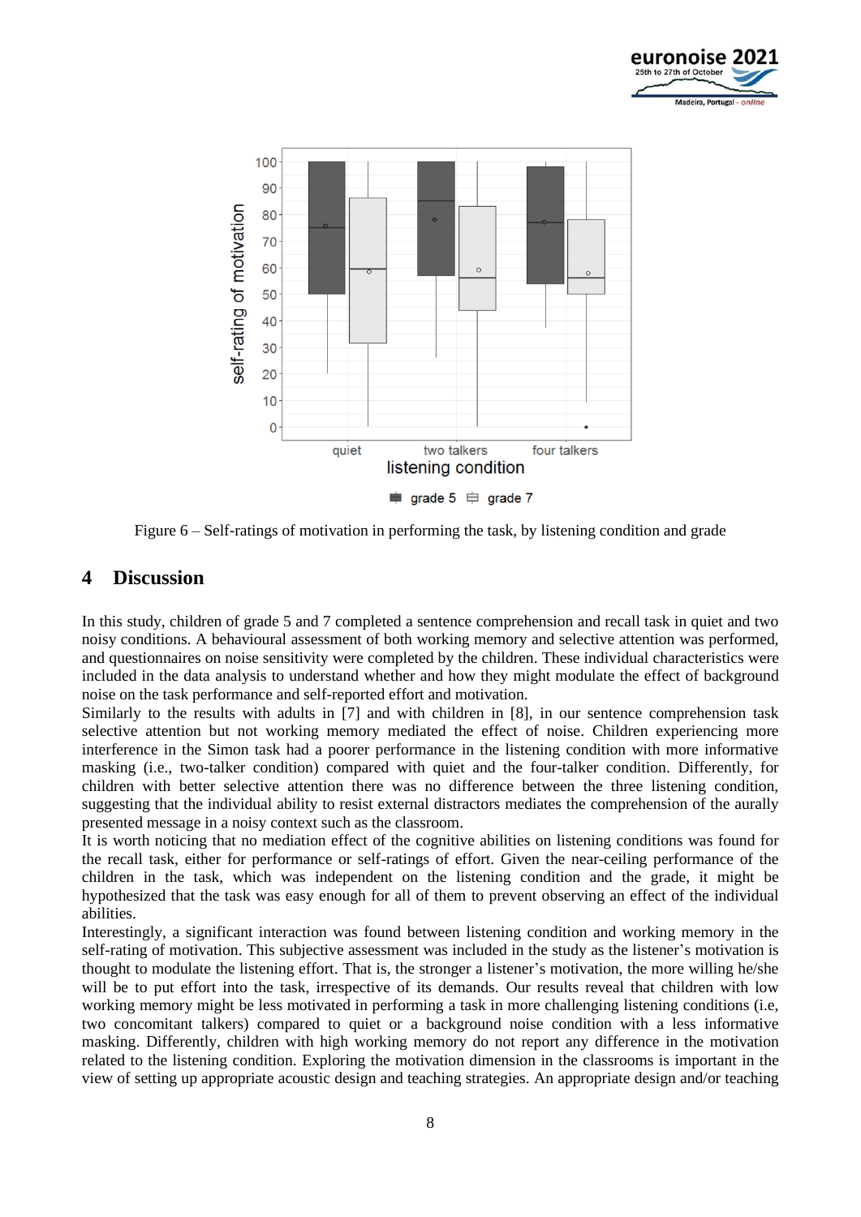Figure 6 – Self-ratings of motivation in performing the task, by listening condition and grade

## 4 Discussion

In this study, children of grade 5 and 7 completed a sentence comprehension and recall task in quiet and two noisy conditions. A behavioural assessment of both working memory and selective attention was performed, and questionnaires on noise sensitivity were completed by the children. These individual characteristics were included in the data analysis to understand whether and how they might modulate the effect of background noise on the task performance and self-reported effort and motivation.

Similarly to the results with adults in [7] and with children in [8], in our sentence comprehension task selective attention but not working memory mediated the effect of noise. Children experiencing more interference in the Simon task had a poorer performance in the listening condition with more informative masking (i.e., two-talker condition) compared with quiet and the four-talker condition. Differently, for children with better selective attention there was no difference between the three listening condition, suggesting that the individual ability to resist external distractors mediates the comprehension of the aurally presented message in a noisy context such as the classroom.

It is worth noticing that no mediation effect of the cognitive abilities on listening conditions was found for the recall task, either for performance or self-ratings of effort. Given the near-ceiling performance of the children in the task, which was independent on the listening condition and the grade, it might be hypothesized that the task was easy enough for all of them to prevent observing an effect of the individual abilities.

Interestingly, a significant interaction was found between listening condition and working memory in the self-rating of motivation. This subjective assessment was included in the study as the listener's motivation is thought to modulate the listening effort. That is, the stronger a listener's motivation, the more willing he/she will be to put effort into the task, irrespective of its demands. Our results reveal that children with low working memory might be less motivated in performing a task in more challenging listening conditions (i.e, two concomitant talkers) compared to quiet or a background noise condition with a less informative masking. Differently, children with high working memory do not report any difference in the motivation related to the listening condition. Exploring the motivation dimension in the classrooms is important in the view of setting up appropriate acoustic design and teaching strategies. An appropriate design and/or teaching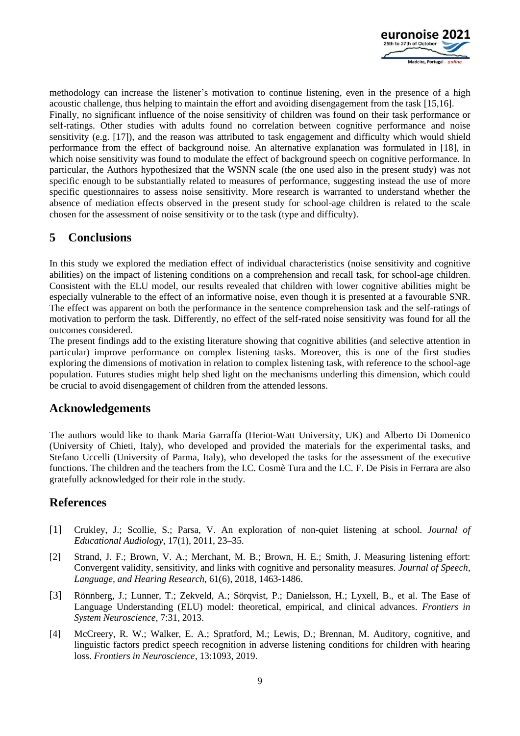methodology can increase the listener's motivation to continue listening, even in the presence of a high acoustic challenge, thus helping to maintain the effort and avoiding disengagement from the task [15,16].

Finally, no significant influence of the noise sensitivity of children was found on their task performance or self-ratings. Other studies with adults found no correlation between cognitive performance and noise sensitivity (e.g. [17]), and the reason was attributed to task engagement and difficulty which would shield performance from the effect of background noise. An alternative explanation was formulated in [18], in which noise sensitivity was found to modulate the effect of background speech on cognitive performance. In particular, the Authors hypothesized that the WSNN scale (the one used also in the present study) was not specific enough to be substantially related to measures of performance, suggesting instead the use of more specific questionnaires to assess noise sensitivity. More research is warranted to understand whether the absence of mediation effects observed in the present study for school-age children is related to the scale chosen for the assessment of noise sensitivity or to the task (type and difficulty).

## 5 Conclusions

In this study we explored the mediation effect of individual characteristics (noise sensitivity and cognitive abilities) on the impact of listening conditions on a comprehension and recall task, for school-age children. Consistent with the ELU model, our results revealed that children with lower cognitive abilities might be especially vulnerable to the effect of an informative noise, even though it is presented at a favourable SNR. The effect was apparent on both the performance in the sentence comprehension task and the self-ratings of motivation to perform the task. Differently, no effect of the self-rated noise sensitivity was found for all the outcomes considered.

The present findings add to the existing literature showing that cognitive abilities (and selective attention in particular) improve performance on complex listening tasks. Moreover, this is one of the first studies exploring the dimensions of motivation in relation to complex listening task, with reference to the school-age population. Futures studies might help shed light on the mechanisms underling this dimension, which could be crucial to avoid disengagement of children from the attended lessons.

## Acknowledgements

The authors would like to thank Maria Garraffa (Heriot-Watt University, UK) and Alberto Di Domenico (University of Chieti, Italy), who developed and provided the materials for the experimental tasks, and Stefano Uccelli (University of Parma, Italy), who developed the tasks for the assessment of the executive functions. The children and the teachers from the I.C. Cosmè Tura and the I.C. F. De Pisis in Ferrara are also gratefully acknowledged for their role in the study.

## References

[1] Crukley, J.; Scollie, S.; Parsa, V. An exploration of non-quiet listening at school. *Journal of Educational Audiology*, 17(1), 2011, 23–35.

[2] Strand, J. F.; Brown, V. A.; Merchant, M. B.; Brown, H. E.; Smith, J. Measuring listening effort: Convergent validity, sensitivity, and links with cognitive and personality measures. *Journal of Speech, Language, and Hearing Research*, 61(6), 2018, 1463-1486.

[3] Rönnberg, J.; Lunner, T.; Zekveld, A.; Sörqvist, P.; Danielsson, H.; Lyxell, B., et al. The Ease of Language Understanding (ELU) model: theoretical, empirical, and clinical advances. *Frontiers in System Neuroscience*, 7:31, 2013.

[4] McCreery, R. W.; Walker, E. A.; Spratford, M.; Lewis, D.; Brennan, M. Auditory, cognitive, and linguistic factors predict speech recognition in adverse listening conditions for children with hearing loss. *Frontiers in Neuroscience*, 13:1093, 2019.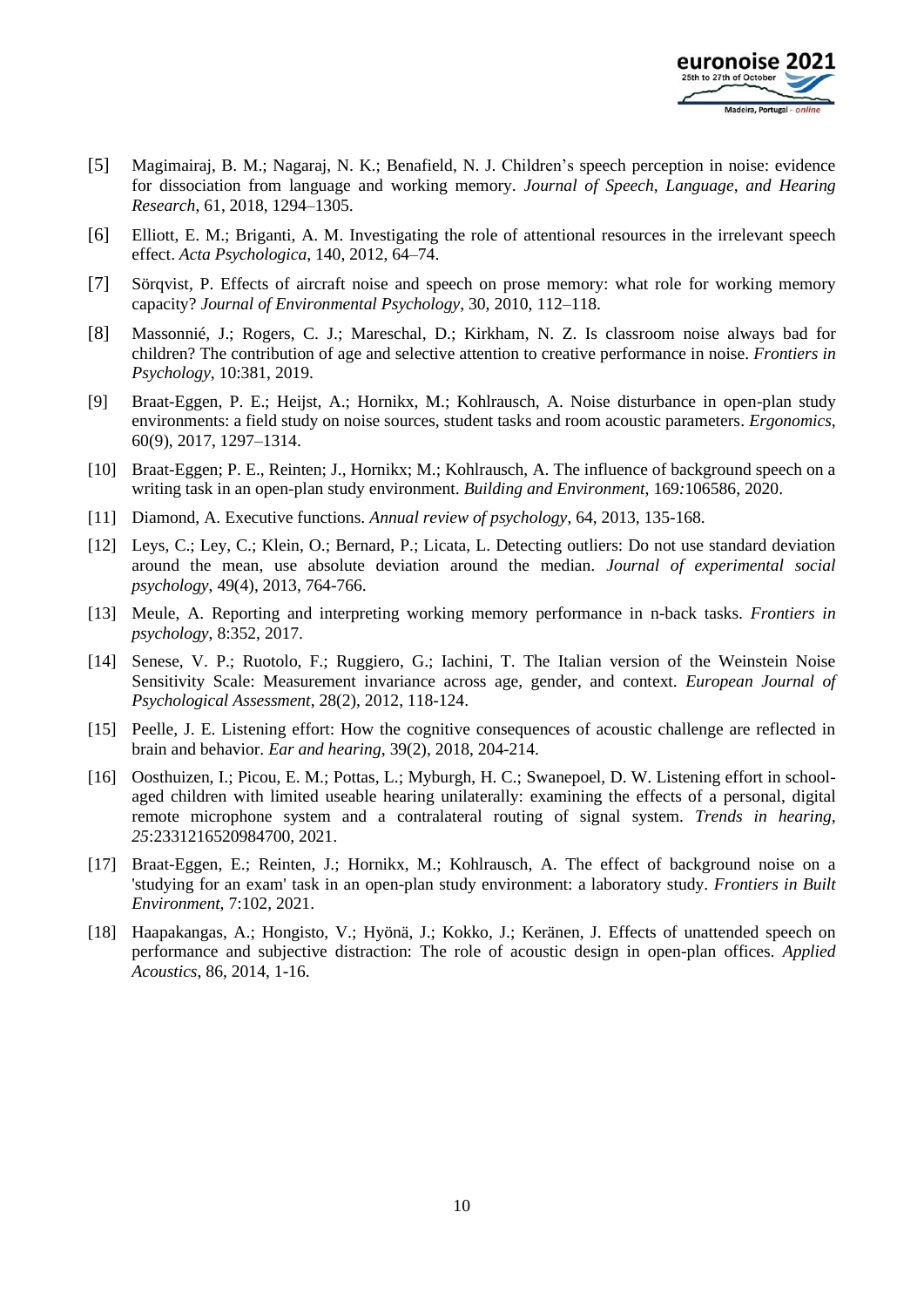[5] Magimairaj, B. M.; Nagaraj, N. K.; Benafield, N. J. Children's speech perception in noise: evidence for dissociation from language and working memory. *Journal of Speech, Language, and Hearing Research*, 61, 2018, 1294–1305.

[6] Elliott, E. M.; Briganti, A. M. Investigating the role of attentional resources in the irrelevant speech effect. *Acta Psychologica*, 140, 2012, 64–74.

[7] Sörqvist, P. Effects of aircraft noise and speech on prose memory: what role for working memory capacity? *Journal of Environmental Psychology*, 30, 2010, 112–118.

[8] Massonnié, J.; Rogers, C. J.; Mareschal, D.; Kirkham, N. Z. Is classroom noise always bad for children? The contribution of age and selective attention to creative performance in noise. *Frontiers in Psychology*, 10:381, 2019.

[9] Braat-Eggen, P. E.; Heijst, A.; Hornikx, M.; Kohlrausch, A. Noise disturbance in open-plan study environments: a field study on noise sources, student tasks and room acoustic parameters. *Ergonomics*, 60(9), 2017, 1297–1314.

[10] Braat-Eggen; P. E., Reinten; J., Hornikx; M.; Kohlrausch, A. The influence of background speech on a writing task in an open-plan study environment. *Building and Environment*, 169:106586, 2020.

[11] Diamond, A. Executive functions. *Annual review of psychology*, 64, 2013, 135-168.

[12] Leys, C.; Ley, C.; Klein, O.; Bernard, P.; Licata, L. Detecting outliers: Do not use standard deviation around the mean, use absolute deviation around the median. *Journal of experimental social psychology*, 49(4), 2013, 764-766.

[13] Meule, A. Reporting and interpreting working memory performance in n-back tasks. *Frontiers in psychology*, 8:352, 2017.

[14] Senese, V. P.; Ruotolo, F.; Ruggiero, G.; Iachini, T. The Italian version of the Weinstein Noise Sensitivity Scale: Measurement invariance across age, gender, and context. *European Journal of Psychological Assessment*, 28(2), 2012, 118-124.

[15] Peelle, J. E. Listening effort: How the cognitive consequences of acoustic challenge are reflected in brain and behavior. *Ear and hearing*, 39(2), 2018, 204-214.

[16] Oosthuizen, I.; Picou, E. M.; Pottas, L.; Myburgh, H. C.; Swanepoel, D. W. Listening effort in school-aged children with limited useable hearing unilaterally: examining the effects of a personal, digital remote microphone system and a contralateral routing of signal system. *Trends in hearing*, *25*:2331216520984700, 2021.

[17] Braat-Eggen, E.; Reinten, J.; Hornikx, M.; Kohlrausch, A. The effect of background noise on a 'studying for an exam' task in an open-plan study environment: a laboratory study. *Frontiers in Built Environment*, 7:102, 2021.

[18] Haapakangas, A.; Hongisto, V.; Hyönä, J.; Kokko, J.; Keränen, J. Effects of unattended speech on performance and subjective distraction: The role of acoustic design in open-plan offices. *Applied Acoustics*, 86, 2014, 1-16.